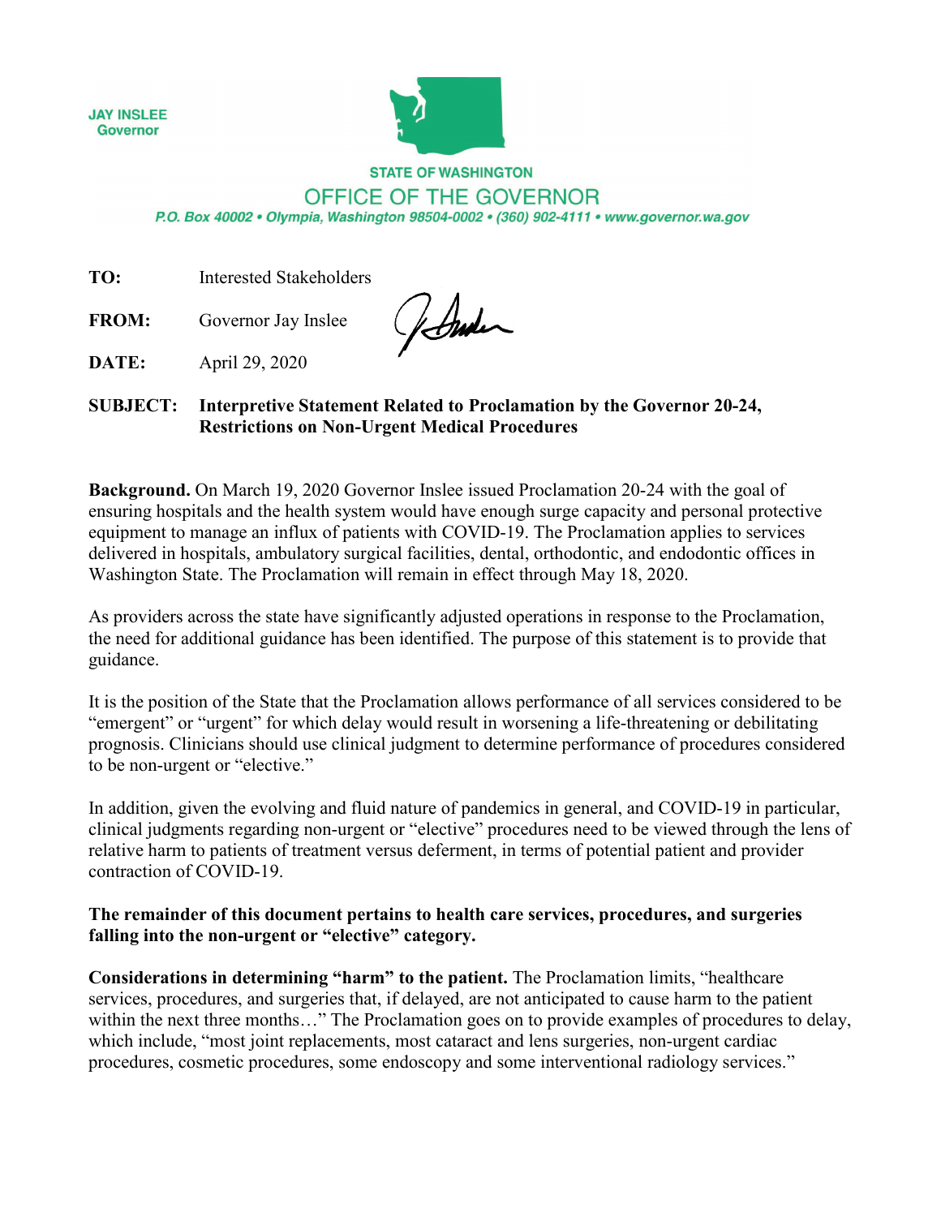JAY INSLEE
Governor

STATE OF WASHINGTON

OFFICE OF THE GOVERNOR

*P.O. Box 40002 • Olympia, Washington 98504-0002 • (360) 902-4111 • www.governor.wa.gov*

**TO:** Interested Stakeholders

**FROM:** Governor Jay Inslee

**DATE:** April 29, 2020

**SUBJECT: Interpretive Statement Related to Proclamation by the Governor 20-24, Restrictions on Non-Urgent Medical Procedures**

**Background.** On March 19, 2020 Governor Inslee issued Proclamation 20-24 with the goal of ensuring hospitals and the health system would have enough surge capacity and personal protective equipment to manage an influx of patients with COVID-19. The Proclamation applies to services delivered in hospitals, ambulatory surgical facilities, dental, orthodontic, and endodontic offices in Washington State. The Proclamation will remain in effect through May 18, 2020.

As providers across the state have significantly adjusted operations in response to the Proclamation, the need for additional guidance has been identified. The purpose of this statement is to provide that guidance.

It is the position of the State that the Proclamation allows performance of all services considered to be "emergent" or "urgent" for which delay would result in worsening a life-threatening or debilitating prognosis. Clinicians should use clinical judgment to determine performance of procedures considered to be non-urgent or "elective."

In addition, given the evolving and fluid nature of pandemics in general, and COVID-19 in particular, clinical judgments regarding non-urgent or "elective" procedures need to be viewed through the lens of relative harm to patients of treatment versus deferment, in terms of potential patient and provider contraction of COVID-19.

**The remainder of this document pertains to health care services, procedures, and surgeries falling into the non-urgent or "elective" category.**

**Considerations in determining "harm" to the patient.** The Proclamation limits, "healthcare services, procedures, and surgeries that, if delayed, are not anticipated to cause harm to the patient within the next three months…" The Proclamation goes on to provide examples of procedures to delay, which include, "most joint replacements, most cataract and lens surgeries, non-urgent cardiac procedures, cosmetic procedures, some endoscopy and some interventional radiology services."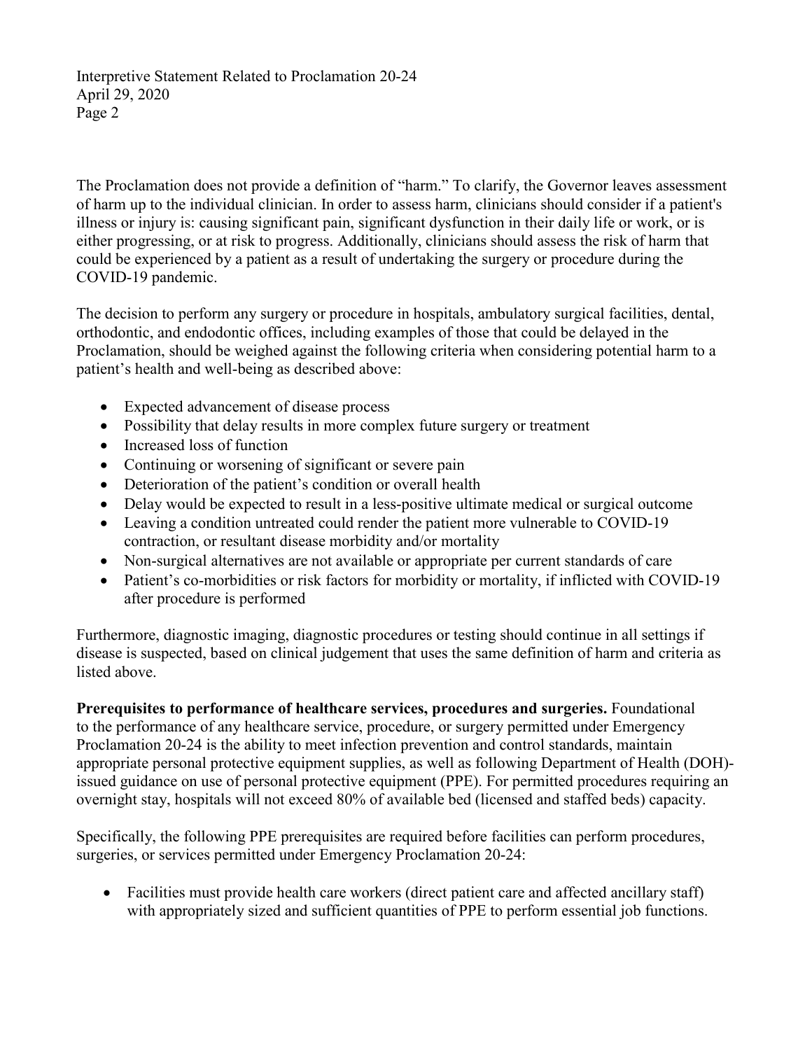The Proclamation does not provide a definition of "harm." To clarify, the Governor leaves assessment of harm up to the individual clinician. In order to assess harm, clinicians should consider if a patient's illness or injury is: causing significant pain, significant dysfunction in their daily life or work, or is either progressing, or at risk to progress. Additionally, clinicians should assess the risk of harm that could be experienced by a patient as a result of undertaking the surgery or procedure during the COVID-19 pandemic.

The decision to perform any surgery or procedure in hospitals, ambulatory surgical facilities, dental, orthodontic, and endodontic offices, including examples of those that could be delayed in the Proclamation, should be weighed against the following criteria when considering potential harm to a patient's health and well-being as described above:

- Expected advancement of disease process
- Possibility that delay results in more complex future surgery or treatment
- Increased loss of function
- Continuing or worsening of significant or severe pain
- Deterioration of the patient's condition or overall health
- Delay would be expected to result in a less-positive ultimate medical or surgical outcome
- Leaving a condition untreated could render the patient more vulnerable to COVID-19 contraction, or resultant disease morbidity and/or mortality
- Non-surgical alternatives are not available or appropriate per current standards of care
- Patient's co-morbidities or risk factors for morbidity or mortality, if inflicted with COVID-19 after procedure is performed

Furthermore, diagnostic imaging, diagnostic procedures or testing should continue in all settings if disease is suspected, based on clinical judgement that uses the same definition of harm and criteria as listed above.

**Prerequisites to performance of healthcare services, procedures and surgeries.** Foundational to the performance of any healthcare service, procedure, or surgery permitted under Emergency Proclamation 20-24 is the ability to meet infection prevention and control standards, maintain appropriate personal protective equipment supplies, as well as following Department of Health (DOH)-issued guidance on use of personal protective equipment (PPE). For permitted procedures requiring an overnight stay, hospitals will not exceed 80% of available bed (licensed and staffed beds) capacity.

Specifically, the following PPE prerequisites are required before facilities can perform procedures, surgeries, or services permitted under Emergency Proclamation 20-24:

- Facilities must provide health care workers (direct patient care and affected ancillary staff) with appropriately sized and sufficient quantities of PPE to perform essential job functions.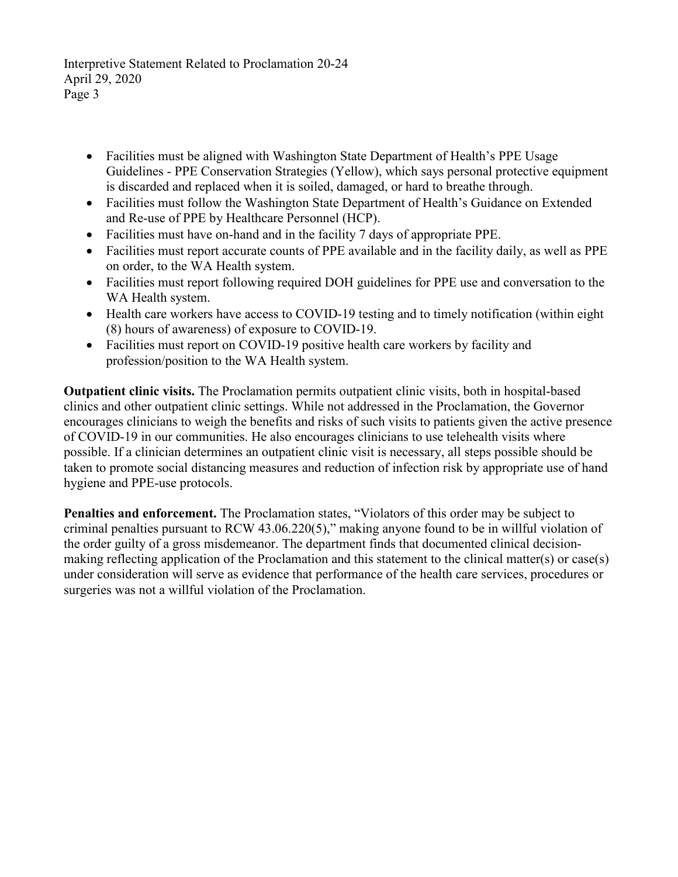- Facilities must be aligned with Washington State Department of Health's PPE Usage Guidelines - PPE Conservation Strategies (Yellow), which says personal protective equipment is discarded and replaced when it is soiled, damaged, or hard to breathe through.
- Facilities must follow the Washington State Department of Health's Guidance on Extended and Re-use of PPE by Healthcare Personnel (HCP).
- Facilities must have on-hand and in the facility 7 days of appropriate PPE.
- Facilities must report accurate counts of PPE available and in the facility daily, as well as PPE on order, to the WA Health system.
- Facilities must report following required DOH guidelines for PPE use and conversation to the WA Health system.
- Health care workers have access to COVID-19 testing and to timely notification (within eight (8) hours of awareness) of exposure to COVID-19.
- Facilities must report on COVID-19 positive health care workers by facility and profession/position to the WA Health system.

**Outpatient clinic visits.** The Proclamation permits outpatient clinic visits, both in hospital-based clinics and other outpatient clinic settings. While not addressed in the Proclamation, the Governor encourages clinicians to weigh the benefits and risks of such visits to patients given the active presence of COVID-19 in our communities. He also encourages clinicians to use telehealth visits where possible. If a clinician determines an outpatient clinic visit is necessary, all steps possible should be taken to promote social distancing measures and reduction of infection risk by appropriate use of hand hygiene and PPE-use protocols.

**Penalties and enforcement.** The Proclamation states, "Violators of this order may be subject to criminal penalties pursuant to RCW 43.06.220(5)," making anyone found to be in willful violation of the order guilty of a gross misdemeanor. The department finds that documented clinical decision-making reflecting application of the Proclamation and this statement to the clinical matter(s) or case(s) under consideration will serve as evidence that performance of the health care services, procedures or surgeries was not a willful violation of the Proclamation.